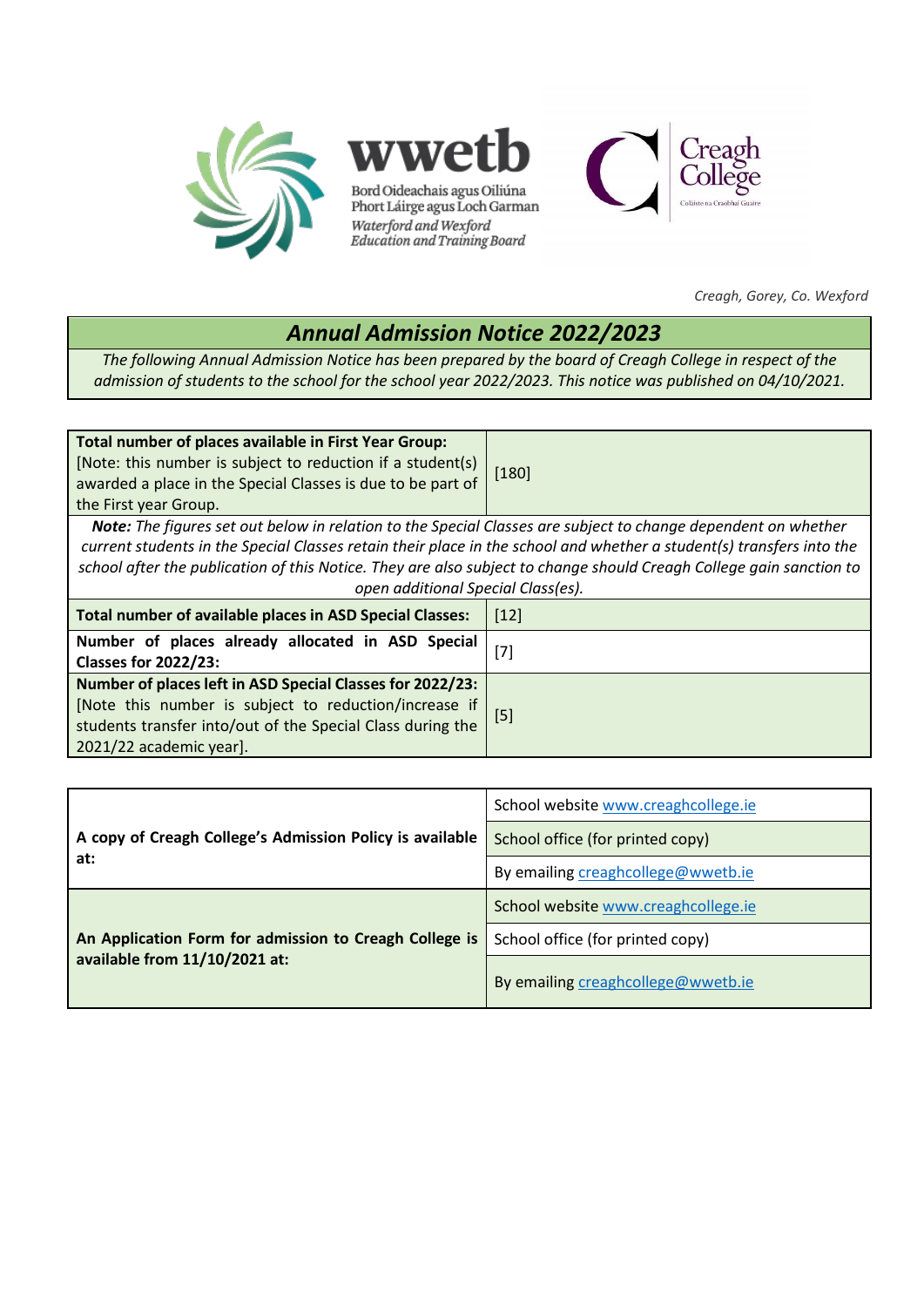wwetb

Bord Oideachais agus Oiliúna Phort Láirge agus Loch Garman

*Waterford and Wexford Education and Training Board*

Creagh College

Coláiste na Craobhaí Guaire

*Creagh, Gorey, Co. Wexford*

# *Annual Admission Notice 2022/2023*

*The following Annual Admission Notice has been prepared by the board of Creagh College in respect of the admission of students to the school for the school year 2022/2023. This notice was published on 04/10/2021.*

| | |
|---|---|
| **Total number of places available in First Year Group:** [Note: this number is subject to reduction if a student(s) awarded a place in the Special Classes is due to be part of the First year Group. | [180] |
| ***Note:*** *The figures set out below in relation to the Special Classes are subject to change dependent on whether current students in the Special Classes retain their place in the school and whether a student(s) transfers into the school after the publication of this Notice. They are also subject to change should Creagh College gain sanction to open additional Special Class(es).* | |
| **Total number of available places in ASD Special Classes:** | [12] |
| **Number of places already allocated in ASD Special Classes for 2022/23:** | [7] |
| **Number of places left in ASD Special Classes for 2022/23:** [Note this number is subject to reduction/increase if students transfer into/out of the Special Class during the 2021/22 academic year]. | [5] |

| | |
|---|---|
| **A copy of Creagh College's Admission Policy is available at:** | School website www.creaghcollege.ie |
| | School office (for printed copy) |
| | By emailing creaghcollege@wwetb.ie |
| **An Application Form for admission to Creagh College is available from 11/10/2021 at:** | School website www.creaghcollege.ie |
| | School office (for printed copy) |
| | By emailing creaghcollege@wwetb.ie |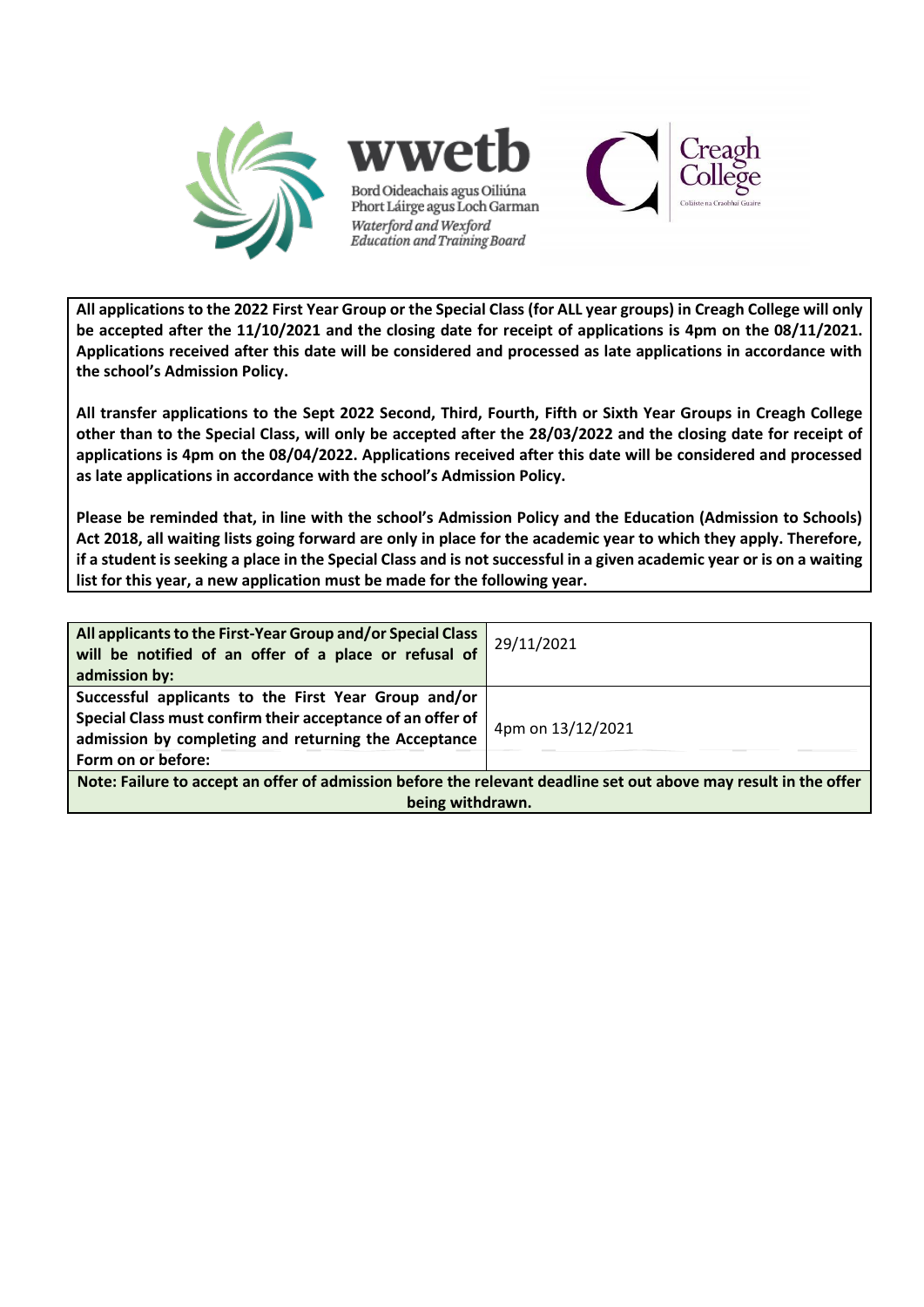wwetb

Bord Oideachais agus Oiliúna Phort Láirge agus Loch Garman

*Waterford and Wexford Education and Training Board*

Creagh College

Coláiste na Craobhai Guaire

**All applications to the 2022 First Year Group or the Special Class (for ALL year groups) in Creagh College will only be accepted after the 11/10/2021 and the closing date for receipt of applications is 4pm on the 08/11/2021. Applications received after this date will be considered and processed as late applications in accordance with the school's Admission Policy.**

**All transfer applications to the Sept 2022 Second, Third, Fourth, Fifth or Sixth Year Groups in Creagh College other than to the Special Class, will only be accepted after the 28/03/2022 and the closing date for receipt of applications is 4pm on the 08/04/2022. Applications received after this date will be considered and processed as late applications in accordance with the school's Admission Policy.**

**Please be reminded that, in line with the school's Admission Policy and the Education (Admission to Schools) Act 2018, all waiting lists going forward are only in place for the academic year to which they apply. Therefore, if a student is seeking a place in the Special Class and is not successful in a given academic year or is on a waiting list for this year, a new application must be made for the following year.**

| | |
|---|---|
| **All applicants to the First-Year Group and/or Special Class will be notified of an offer of a place or refusal of admission by:** | 29/11/2021 |
| **Successful applicants to the First Year Group and/or Special Class must confirm their acceptance of an offer of admission by completing and returning the Acceptance Form on or before:** | 4pm on 13/12/2021 |
| **Note: Failure to accept an offer of admission before the relevant deadline set out above may result in the offer being withdrawn.** | |